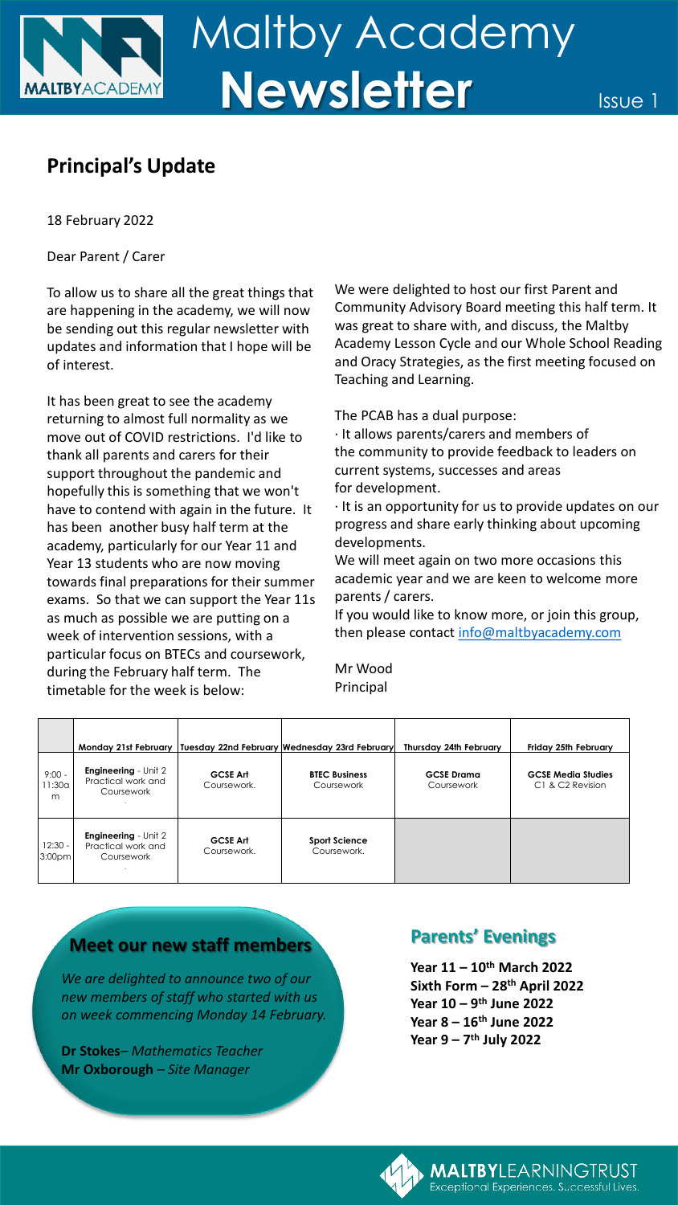# Maltby Academy Newsletter

Issue 1

## Principal's Update

18 February 2022

Dear Parent / Carer

To allow us to share all the great things that are happening in the academy, we will now be sending out this regular newsletter with updates and information that I hope will be of interest.

It has been great to see the academy returning to almost full normality as we move out of COVID restrictions. I'd like to thank all parents and carers for their support throughout the pandemic and hopefully this is something that we won't have to contend with again in the future. It has been another busy half term at the academy, particularly for our Year 11 and Year 13 students who are now moving towards final preparations for their summer exams. So that we can support the Year 11s as much as possible we are putting on a week of intervention sessions, with a particular focus on BTECs and coursework, during the February half term. The timetable for the week is below:

We were delighted to host our first Parent and Community Advisory Board meeting this half term. It was great to share with, and discuss, the Maltby Academy Lesson Cycle and our Whole School Reading and Oracy Strategies, as the first meeting focused on Teaching and Learning.

The PCAB has a dual purpose:

· It allows parents/carers and members of the community to provide feedback to leaders on current systems, successes and areas for development.

· It is an opportunity for us to provide updates on our progress and share early thinking about upcoming developments.

We will meet again on two more occasions this academic year and we are keen to welcome more parents / carers.

If you would like to know more, or join this group, then please contact info@maltbyacademy.com

Mr Wood
Principal

| | Monday 21st February | Tuesday 22nd February | Wednesday 23rd February | Thursday 24th February | Friday 25th February |
|---|---|---|---|---|---|
| 9:00 - 11:30am | **Engineering** - Unit 2 Practical work and Coursework | **GCSE Art** Coursework. | **BTEC Business** Coursework | **GCSE Drama** Coursework | **GCSE Media Studies** C1 & C2 Revision |
| 12:30 - 3:00pm | **Engineering** - Unit 2 Practical work and Coursework | **GCSE Art** Coursework. | **Sport Science** Coursework. | | |

## Meet our new staff members

*We are delighted to announce two of our new members of staff who started with us on week commencing Monday 14 February.*

**Dr Stokes**– *Mathematics Teacher*
**Mr Oxborough** – *Site Manager*

## Parents' Evenings

**Year 11 – 10th March 2022**
**Sixth Form – 28th April 2022**
**Year 10 – 9th June 2022**
**Year 8 – 16th June 2022**
**Year 9 – 7th July 2022**

MALTBYLEARNINGTRUST
Exceptional Experiences. Successful Lives.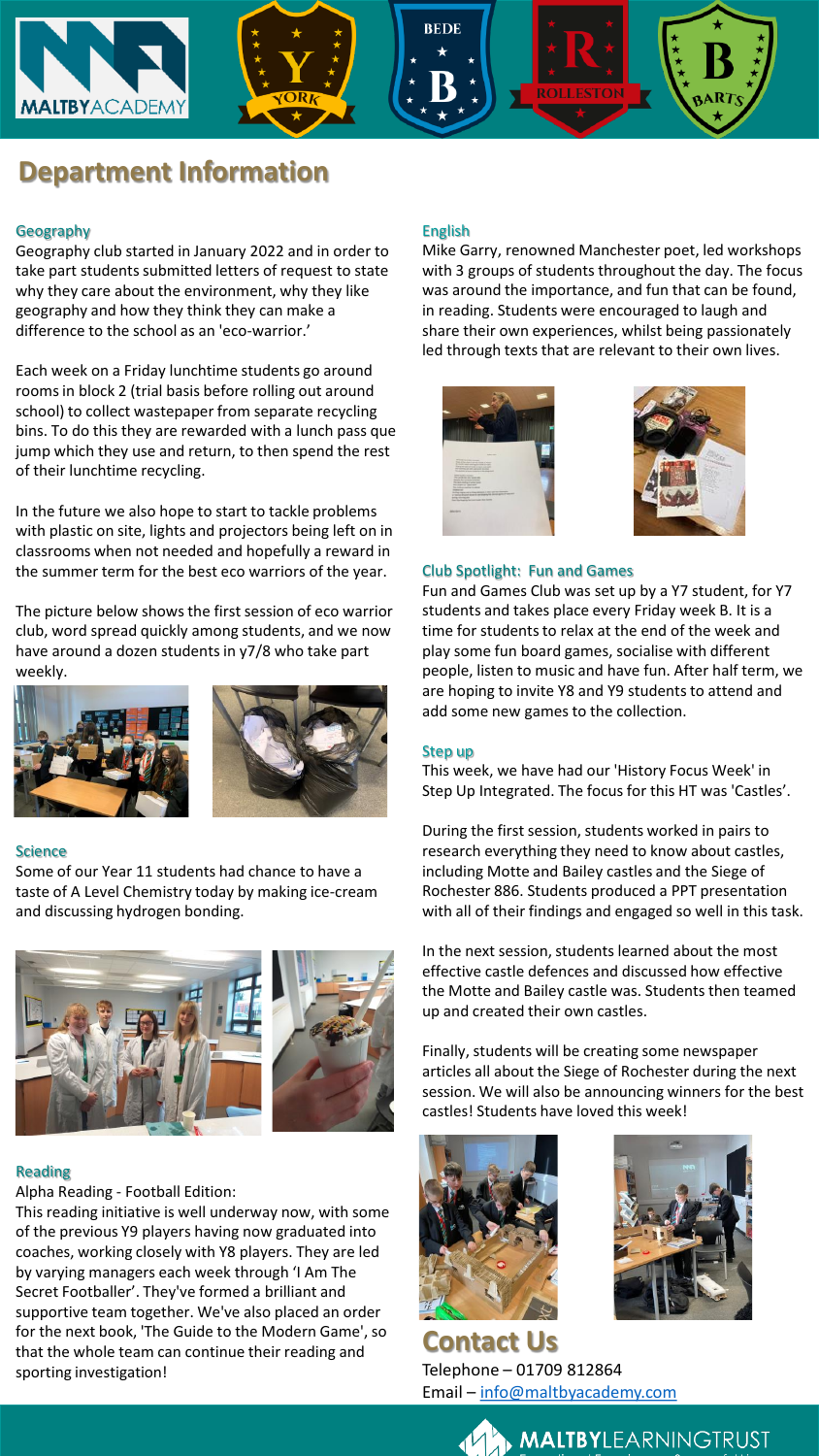# Department Information

## Geography

Geography club started in January 2022 and in order to take part students submitted letters of request to state why they care about the environment, why they like geography and how they think they can make a difference to the school as an 'eco-warrior.'

Each week on a Friday lunchtime students go around rooms in block 2 (trial basis before rolling out around school) to collect wastepaper from separate recycling bins. To do this they are rewarded with a lunch pass que jump which they use and return, to then spend the rest of their lunchtime recycling.

In the future we also hope to start to tackle problems with plastic on site, lights and projectors being left on in classrooms when not needed and hopefully a reward in the summer term for the best eco warriors of the year.

The picture below shows the first session of eco warrior club, word spread quickly among students, and we now have around a dozen students in y7/8 who take part weekly.

## Science

Some of our Year 11 students had chance to have a taste of A Level Chemistry today by making ice-cream and discussing hydrogen bonding.

## Reading

Alpha Reading - Football Edition:
This reading initiative is well underway now, with some of the previous Y9 players having now graduated into coaches, working closely with Y8 players. They are led by varying managers each week through 'I Am The Secret Footballer'. They've formed a brilliant and supportive team together. We've also placed an order for the next book, 'The Guide to the Modern Game', so that the whole team can continue their reading and sporting investigation!

## English

Mike Garry, renowned Manchester poet, led workshops with 3 groups of students throughout the day. The focus was around the importance, and fun that can be found, in reading. Students were encouraged to laugh and share their own experiences, whilst being passionately led through texts that are relevant to their own lives.

## Club Spotlight: Fun and Games

Fun and Games Club was set up by a Y7 student, for Y7 students and takes place every Friday week B. It is a time for students to relax at the end of the week and play some fun board games, socialise with different people, listen to music and have fun. After half term, we are hoping to invite Y8 and Y9 students to attend and add some new games to the collection.

## Step up

This week, we have had our 'History Focus Week' in Step Up Integrated. The focus for this HT was 'Castles'.

During the first session, students worked in pairs to research everything they need to know about castles, including Motte and Bailey castles and the Siege of Rochester 886. Students produced a PPT presentation with all of their findings and engaged so well in this task.

In the next session, students learned about the most effective castle defences and discussed how effective the Motte and Bailey castle was. Students then teamed up and created their own castles.

Finally, students will be creating some newspaper articles all about the Siege of Rochester during the next session. We will also be announcing winners for the best castles! Students have loved this week!

# Contact Us

Telephone – 01709 812864
Email – info@maltbyacademy.com